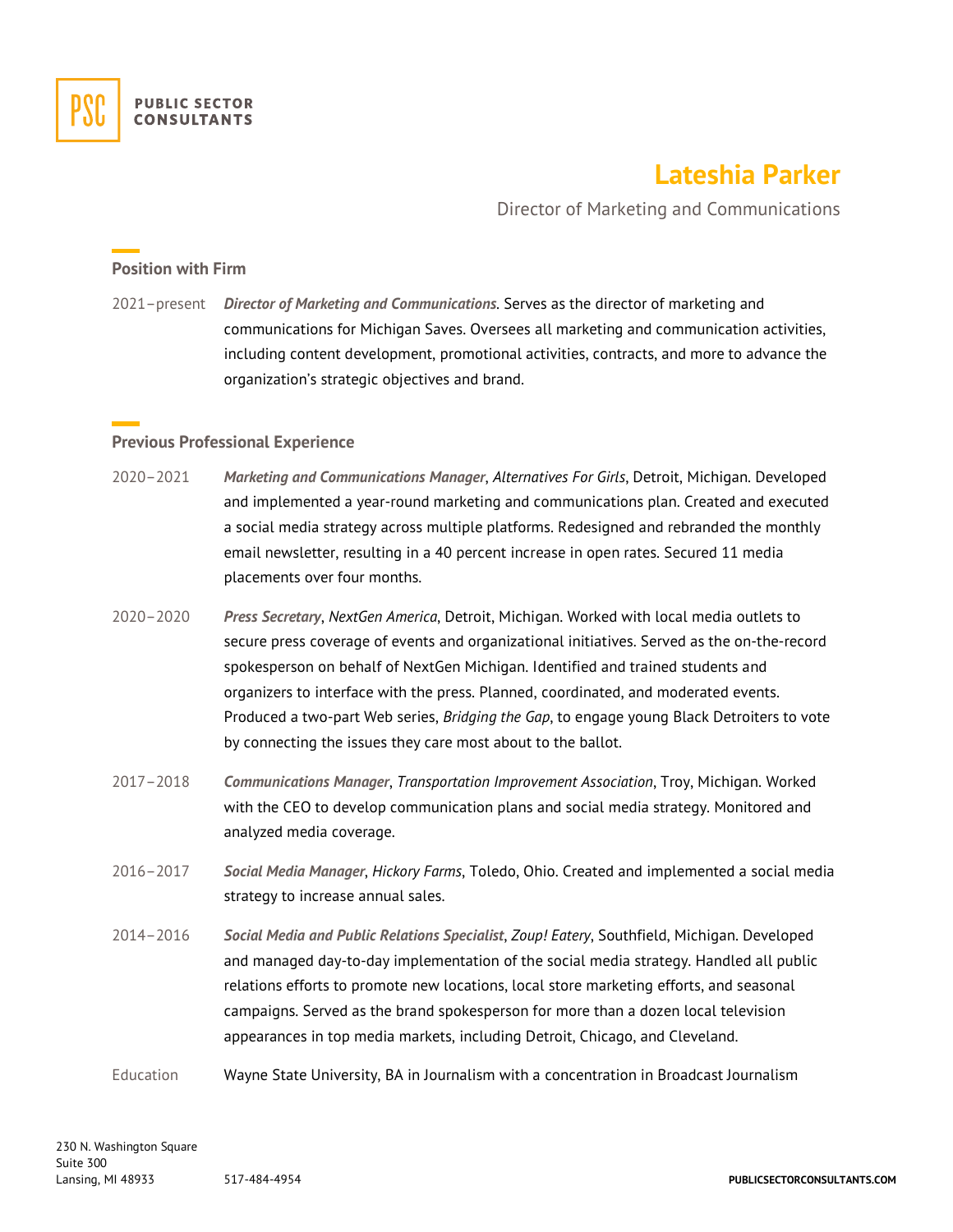PUBLIC SECTOR CONSULTANTS

# Lateshia Parker

Director of Marketing and Communications

## Position with Firm

2021–present *Director of Marketing and Communications*. Serves as the director of marketing and communications for Michigan Saves. Oversees all marketing and communication activities, including content development, promotional activities, contracts, and more to advance the organization's strategic objectives and brand.

## Previous Professional Experience

2020–2021 *Marketing and Communications Manager*, *Alternatives For Girls*, Detroit, Michigan. Developed and implemented a year-round marketing and communications plan. Created and executed a social media strategy across multiple platforms. Redesigned and rebranded the monthly email newsletter, resulting in a 40 percent increase in open rates. Secured 11 media placements over four months.

2020–2020 *Press Secretary*, *NextGen America*, Detroit, Michigan. Worked with local media outlets to secure press coverage of events and organizational initiatives. Served as the on-the-record spokesperson on behalf of NextGen Michigan. Identified and trained students and organizers to interface with the press. Planned, coordinated, and moderated events. Produced a two-part Web series, *Bridging the Gap*, to engage young Black Detroiters to vote by connecting the issues they care most about to the ballot.

2017–2018 *Communications Manager*, *Transportation Improvement Association*, Troy, Michigan. Worked with the CEO to develop communication plans and social media strategy. Monitored and analyzed media coverage.

2016–2017 *Social Media Manager*, *Hickory Farms*, Toledo, Ohio. Created and implemented a social media strategy to increase annual sales.

2014–2016 *Social Media and Public Relations Specialist*, *Zoup! Eatery*, Southfield, Michigan. Developed and managed day-to-day implementation of the social media strategy. Handled all public relations efforts to promote new locations, local store marketing efforts, and seasonal campaigns. Served as the brand spokesperson for more than a dozen local television appearances in top media markets, including Detroit, Chicago, and Cleveland.

Education Wayne State University, BA in Journalism with a concentration in Broadcast Journalism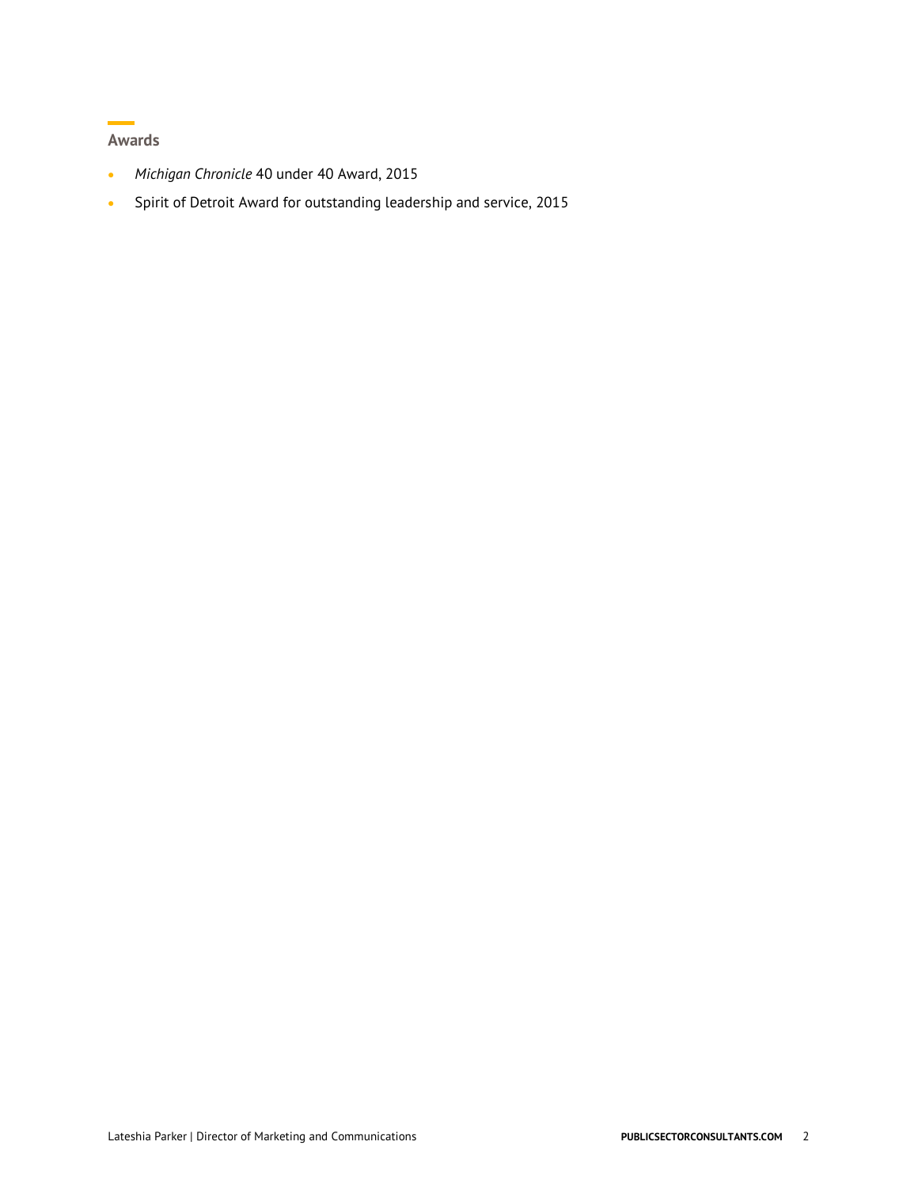## Awards

- *Michigan Chronicle* 40 under 40 Award, 2015
- Spirit of Detroit Award for outstanding leadership and service, 2015